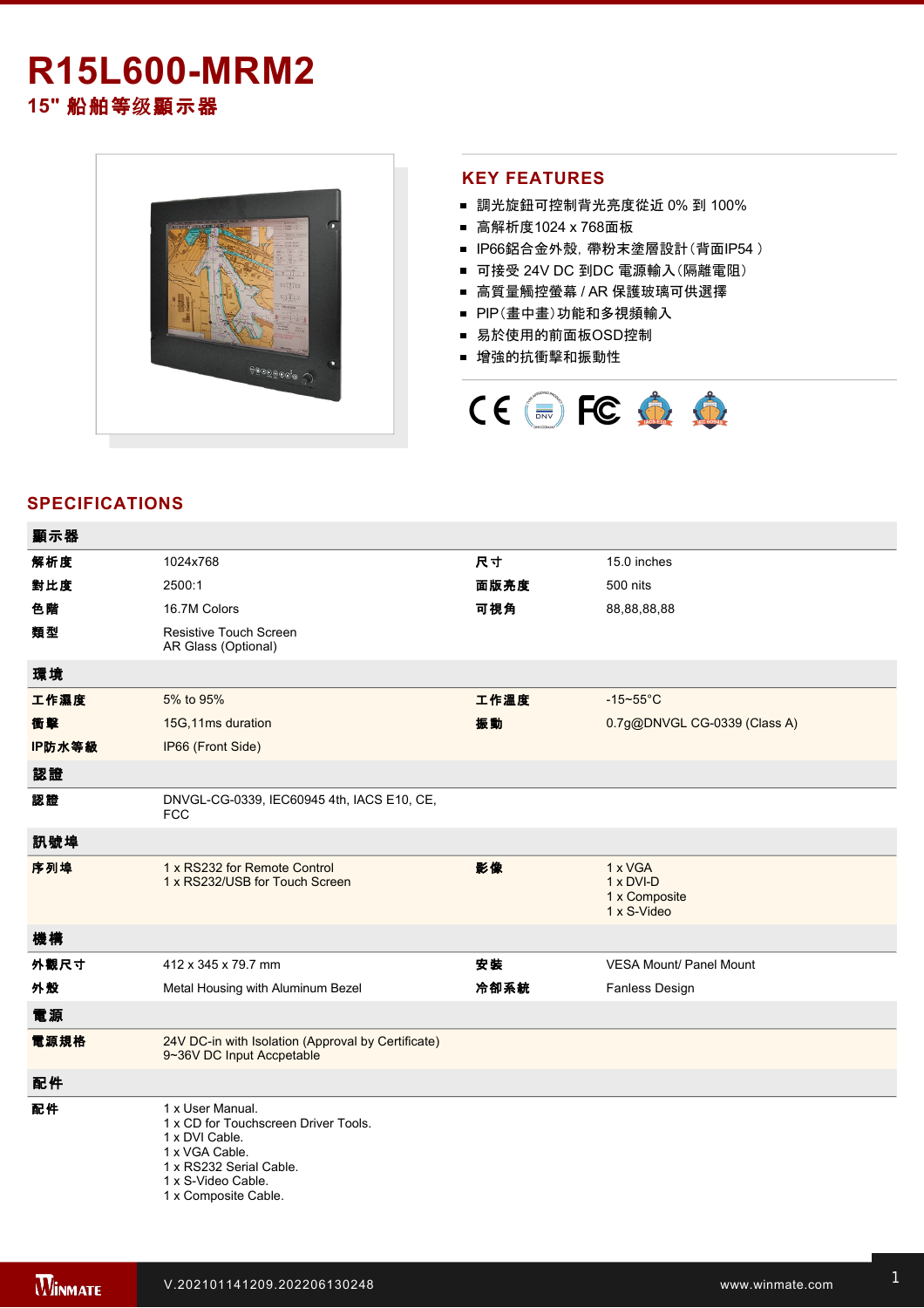# R15L600-MRM2

## 15" 船舶等级顯示器

## KEY FEATURES

- 調光旋鈕可控制背光亮度從近 0% 到 100%
- 高解析度1024 x 768面板
- IP66鋁合金外殼, 帶粉末塗層設計(背面IP54 )
- 可接受 24V DC 到DC 電源輸入(隔離電阻)
- 高質量觸控螢幕 / AR 保護玻璃可供選擇
- PIP(畫中畫)功能和多視頻輸入
- 易於使用的前面板OSD控制
- 增強的抗衝擊和振動性

## SPECIFICATIONS

| 顯示器 | | | |
|---|---|---|---|
| 解析度 | 1024x768 | 尺寸 | 15.0 inches |
| 對比度 | 2500:1 | 面版亮度 | 500 nits |
| 色階 | 16.7M Colors | 可視角 | 88,88,88,88 |
| 類型 | Resistive Touch Screen<br>AR Glass (Optional) | | |
| **環境** | | | |
| 工作濕度 | 5% to 95% | 工作溫度 | -15~55°C |
| 衝擊 | 15G,11ms duration | 振動 | 0.7g@DNVGL CG-0339 (Class A) |
| IP防水等級 | IP66 (Front Side) | | |
| **認證** | | | |
| 認證 | DNVGL-CG-0339, IEC60945 4th, IACS E10, CE, FCC | | |
| **訊號埠** | | | |
| 序列埠 | 1 x RS232 for Remote Control<br>1 x RS232/USB for Touch Screen | 影像 | 1 x VGA<br>1 x DVI-D<br>1 x Composite<br>1 x S-Video |
| **機構** | | | |
| 外觀尺寸 | 412 x 345 x 79.7 mm | 安裝 | VESA Mount/ Panel Mount |
| 外殼 | Metal Housing with Aluminum Bezel | 冷卻系統 | Fanless Design |
| **電源** | | | |
| 電源規格 | 24V DC-in with Isolation (Approval by Certificate)<br>9~36V DC Input Accpetable | | |
| **配件** | | | |
| 配件 | 1 x User Manual.<br>1 x CD for Touchscreen Driver Tools.<br>1 x DVI Cable.<br>1 x VGA Cable.<br>1 x RS232 Serial Cable.<br>1 x S-Video Cable.<br>1 x Composite Cable. | | |

V.202101141209.202206130248

www.winmate.com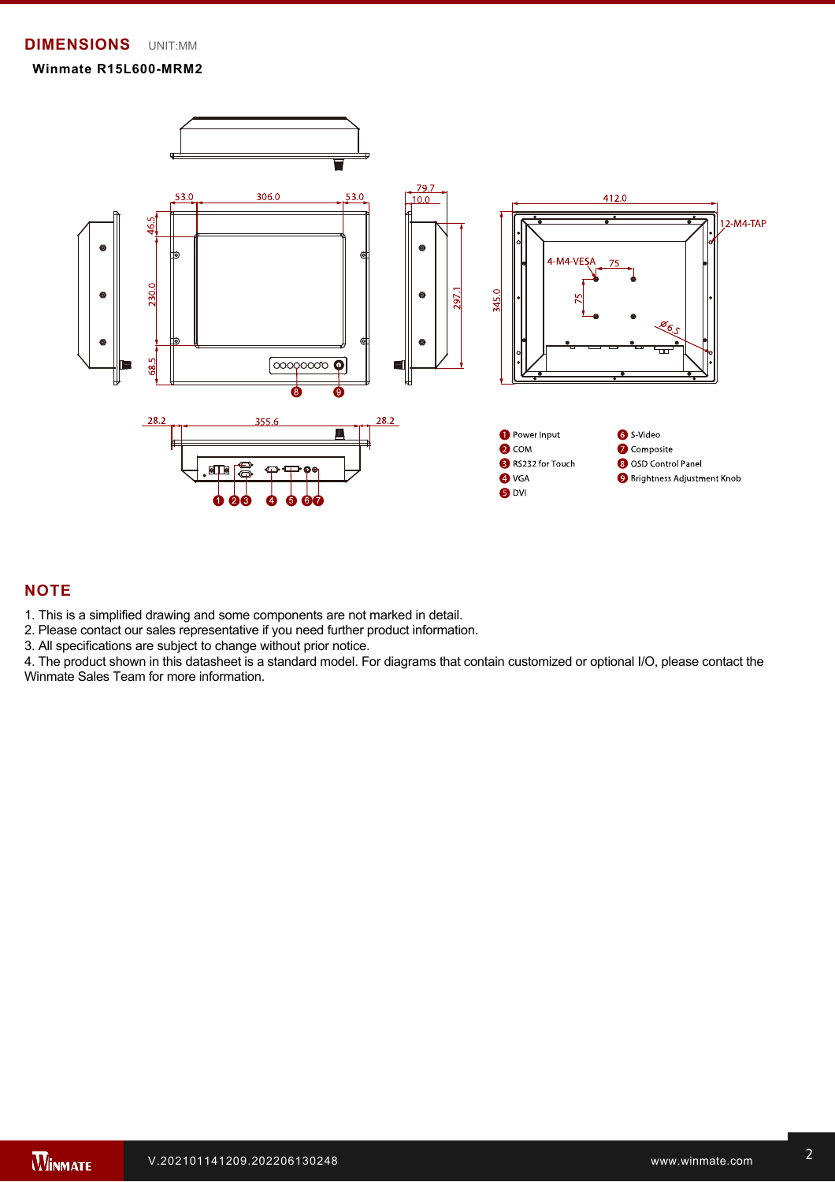## DIMENSIONS UNIT:MM

**Winmate R15L600-MRM2**

53.0
306.0
53.0
79.7
10.0
412.0
46.5
230.0
68.5
297.1
345.0
12-M4-TAP
4-M4-VESA
75
75
Ø6.5
28.2
355.6
28.2

1. Power Input
2. COM
3. RS232 for Touch
4. VGA
5. DVI
6. S-Video
7. Composite
8. OSD Control Panel
9. Brightness Adjustment Knob

## NOTE

1. This is a simplified drawing and some components are not marked in detail.
2. Please contact our sales representative if you need further product information.
3. All specifications are subject to change without prior notice.
4. The product shown in this datasheet is a standard model. For diagrams that contain customized or optional I/O, please contact the Winmate Sales Team for more information.